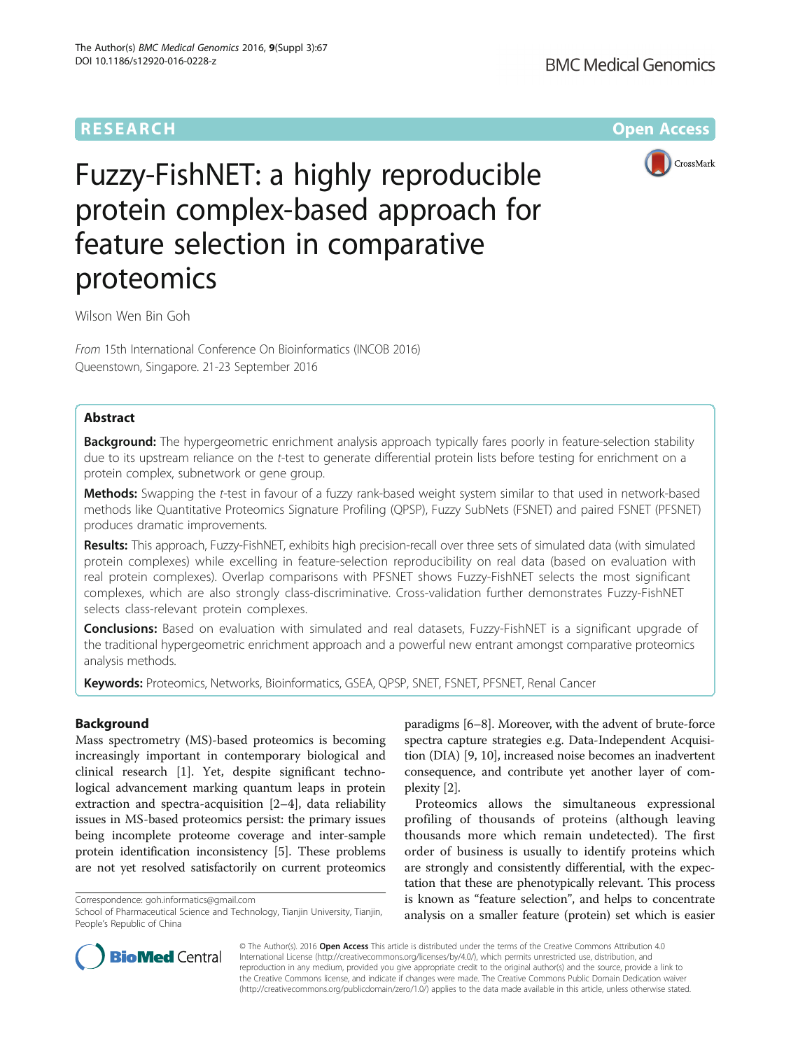RESEARCH Open Access

# Fuzzy-FishNET: a highly reproducible protein complex-based approach for feature selection in comparative proteomics

Wilson Wen Bin Goh

*From* 15th International Conference On Bioinformatics (INCOB 2016)
Queenstown, Singapore. 21-23 September 2016

## Abstract

**Background:** The hypergeometric enrichment analysis approach typically fares poorly in feature-selection stability due to its upstream reliance on the *t*-test to generate differential protein lists before testing for enrichment on a protein complex, subnetwork or gene group.

**Methods:** Swapping the *t*-test in favour of a fuzzy rank-based weight system similar to that used in network-based methods like Quantitative Proteomics Signature Profiling (QPSP), Fuzzy SubNets (FSNET) and paired FSNET (PFSNET) produces dramatic improvements.

**Results:** This approach, Fuzzy-FishNET, exhibits high precision-recall over three sets of simulated data (with simulated protein complexes) while excelling in feature-selection reproducibility on real data (based on evaluation with real protein complexes). Overlap comparisons with PFSNET shows Fuzzy-FishNET selects the most significant complexes, which are also strongly class-discriminative. Cross-validation further demonstrates Fuzzy-FishNET selects class-relevant protein complexes.

**Conclusions:** Based on evaluation with simulated and real datasets, Fuzzy-FishNET is a significant upgrade of the traditional hypergeometric enrichment approach and a powerful new entrant amongst comparative proteomics analysis methods.

**Keywords:** Proteomics, Networks, Bioinformatics, GSEA, QPSP, SNET, FSNET, PFSNET, Renal Cancer

## Background

Mass spectrometry (MS)-based proteomics is becoming increasingly important in contemporary biological and clinical research [1]. Yet, despite significant technological advancement marking quantum leaps in protein extraction and spectra-acquisition [2–4], data reliability issues in MS-based proteomics persist: the primary issues being incomplete proteome coverage and inter-sample protein identification inconsistency [5]. These problems are not yet resolved satisfactorily on current proteomics paradigms [6–8]. Moreover, with the advent of brute-force spectra capture strategies e.g. Data-Independent Acquisition (DIA) [9, 10], increased noise becomes an inadvertent consequence, and contribute yet another layer of complexity [2].

Proteomics allows the simultaneous expressional profiling of thousands of proteins (although leaving thousands more which remain undetected). The first order of business is usually to identify proteins which are strongly and consistently differential, with the expectation that these are phenotypically relevant. This process is known as "feature selection", and helps to concentrate analysis on a smaller feature (protein) set which is easier

Correspondence: goh.informatics@gmail.com
School of Pharmaceutical Science and Technology, Tianjin University, Tianjin, People's Republic of China

© The Author(s). 2016 **Open Access** This article is distributed under the terms of the Creative Commons Attribution 4.0 International License (http://creativecommons.org/licenses/by/4.0/), which permits unrestricted use, distribution, and reproduction in any medium, provided you give appropriate credit to the original author(s) and the source, provide a link to the Creative Commons license, and indicate if changes were made. The Creative Commons Public Domain Dedication waiver (http://creativecommons.org/publicdomain/zero/1.0/) applies to the data made available in this article, unless otherwise stated.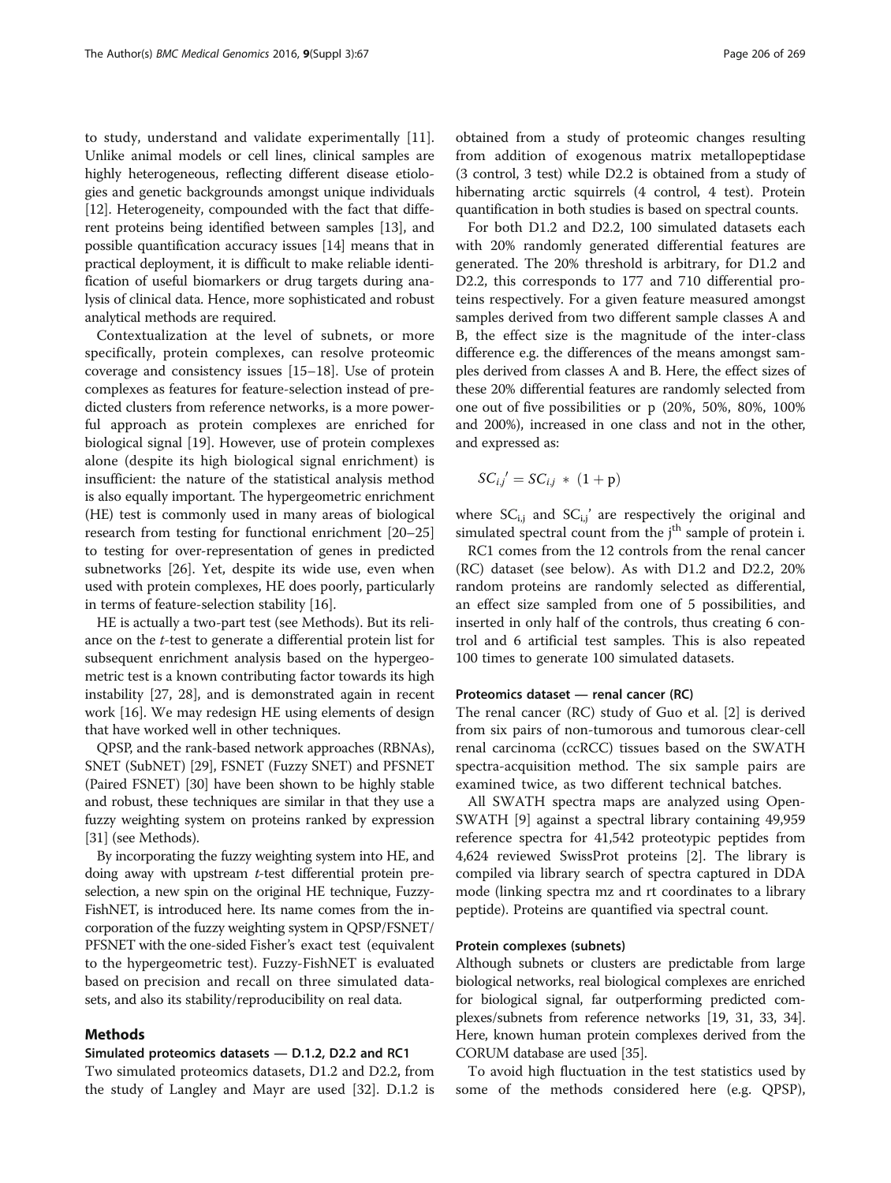to study, understand and validate experimentally [11]. Unlike animal models or cell lines, clinical samples are highly heterogeneous, reflecting different disease etiologies and genetic backgrounds amongst unique individuals [12]. Heterogeneity, compounded with the fact that different proteins being identified between samples [13], and possible quantification accuracy issues [14] means that in practical deployment, it is difficult to make reliable identification of useful biomarkers or drug targets during analysis of clinical data. Hence, more sophisticated and robust analytical methods are required.

Contextualization at the level of subnets, or more specifically, protein complexes, can resolve proteomic coverage and consistency issues [15–18]. Use of protein complexes as features for feature-selection instead of predicted clusters from reference networks, is a more powerful approach as protein complexes are enriched for biological signal [19]. However, use of protein complexes alone (despite its high biological signal enrichment) is insufficient: the nature of the statistical analysis method is also equally important. The hypergeometric enrichment (HE) test is commonly used in many areas of biological research from testing for functional enrichment [20–25] to testing for over-representation of genes in predicted subnetworks [26]. Yet, despite its wide use, even when used with protein complexes, HE does poorly, particularly in terms of feature-selection stability [16].

HE is actually a two-part test (see Methods). But its reliance on the *t*-test to generate a differential protein list for subsequent enrichment analysis based on the hypergeometric test is a known contributing factor towards its high instability [27, 28], and is demonstrated again in recent work [16]. We may redesign HE using elements of design that have worked well in other techniques.

QPSP, and the rank-based network approaches (RBNAs), SNET (SubNET) [29], FSNET (Fuzzy SNET) and PFSNET (Paired FSNET) [30] have been shown to be highly stable and robust, these techniques are similar in that they use a fuzzy weighting system on proteins ranked by expression [31] (see Methods).

By incorporating the fuzzy weighting system into HE, and doing away with upstream *t*-test differential protein preselection, a new spin on the original HE technique, Fuzzy-FishNET, is introduced here. Its name comes from the incorporation of the fuzzy weighting system in QPSP/FSNET/PFSNET with the one-sided Fisher's exact test (equivalent to the hypergeometric test). Fuzzy-FishNET is evaluated based on precision and recall on three simulated datasets, and also its stability/reproducibility on real data.

## Methods

### Simulated proteomics datasets — D.1.2, D2.2 and RC1

Two simulated proteomics datasets, D1.2 and D2.2, from the study of Langley and Mayr are used [32]. D.1.2 is obtained from a study of proteomic changes resulting from addition of exogenous matrix metallopeptidase (3 control, 3 test) while D2.2 is obtained from a study of hibernating arctic squirrels (4 control, 4 test). Protein quantification in both studies is based on spectral counts.

For both D1.2 and D2.2, 100 simulated datasets each with 20% randomly generated differential features are generated. The 20% threshold is arbitrary, for D1.2 and D2.2, this corresponds to 177 and 710 differential proteins respectively. For a given feature measured amongst samples derived from two different sample classes A and B, the effect size is the magnitude of the inter-class difference e.g. the differences of the means amongst samples derived from classes A and B. Here, the effect sizes of these 20% differential features are randomly selected from one out of five possibilities or p (20%, 50%, 80%, 100% and 200%), increased in one class and not in the other, and expressed as:

$$SC_{i,j}{}' = SC_{i,j} * (1 + \mathrm{p})$$

where $SC_{i,j}$ and $SC_{i,j}{}'$ are respectively the original and simulated spectral count from the $j^{th}$ sample of protein i.

RC1 comes from the 12 controls from the renal cancer (RC) dataset (see below). As with D1.2 and D2.2, 20% random proteins are randomly selected as differential, an effect size sampled from one of 5 possibilities, and inserted in only half of the controls, thus creating 6 control and 6 artificial test samples. This is also repeated 100 times to generate 100 simulated datasets.

### Proteomics dataset — renal cancer (RC)

The renal cancer (RC) study of Guo et al. [2] is derived from six pairs of non-tumorous and tumorous clear-cell renal carcinoma (ccRCC) tissues based on the SWATH spectra-acquisition method. The six sample pairs are examined twice, as two different technical batches.

All SWATH spectra maps are analyzed using OpenSWATH [9] against a spectral library containing 49,959 reference spectra for 41,542 proteotypic peptides from 4,624 reviewed SwissProt proteins [2]. The library is compiled via library search of spectra captured in DDA mode (linking spectra mz and rt coordinates to a library peptide). Proteins are quantified via spectral count.

### Protein complexes (subnets)

Although subnets or clusters are predictable from large biological networks, real biological complexes are enriched for biological signal, far outperforming predicted complexes/subnets from reference networks [19, 31, 33, 34]. Here, known human protein complexes derived from the CORUM database are used [35].

To avoid high fluctuation in the test statistics used by some of the methods considered here (e.g. QPSP),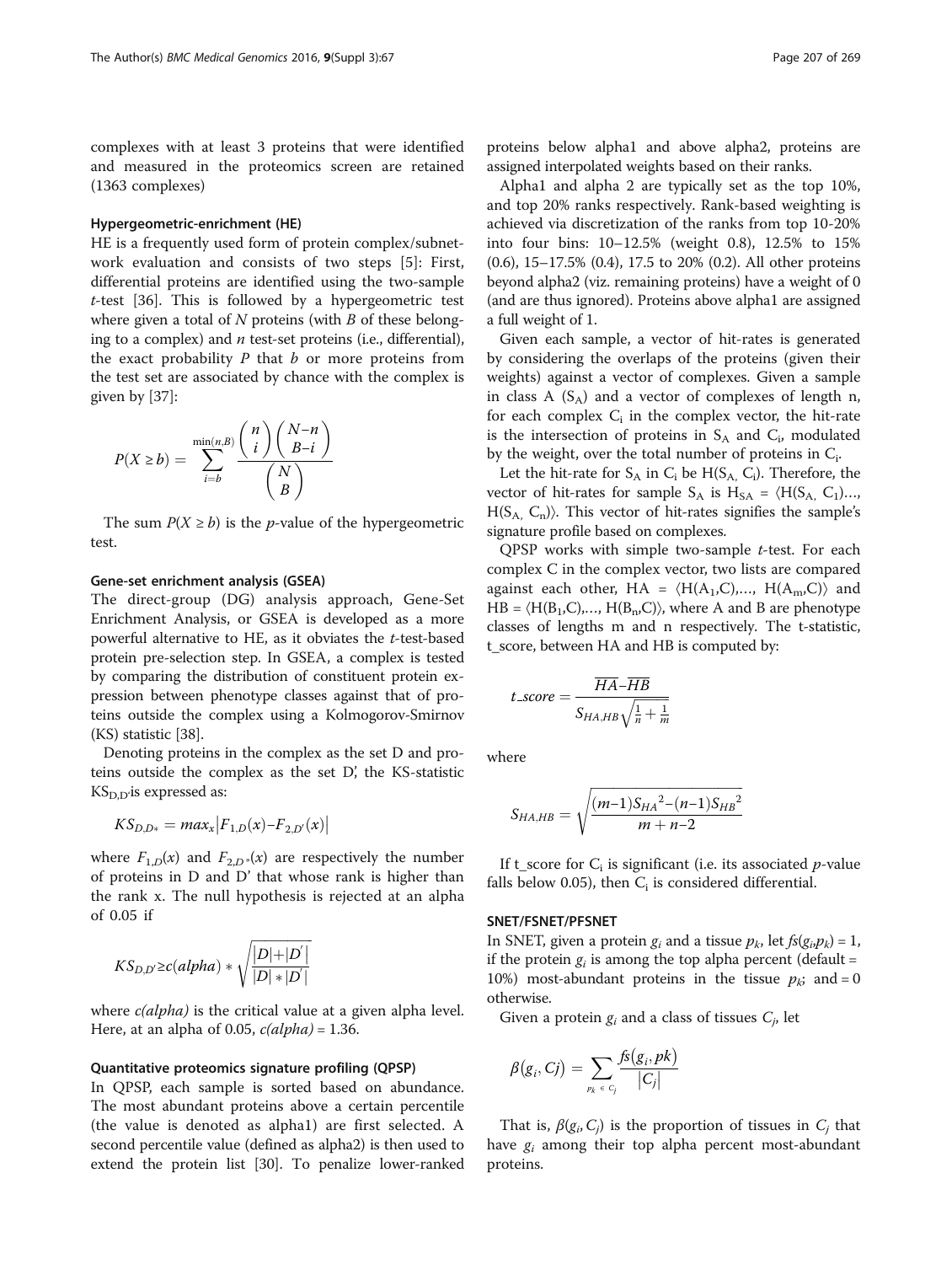complexes with at least 3 proteins that were identified and measured in the proteomics screen are retained (1363 complexes)

#### Hypergeometric-enrichment (HE)

HE is a frequently used form of protein complex/subnetwork evaluation and consists of two steps [5]: First, differential proteins are identified using the two-sample *t*-test [36]. This is followed by a hypergeometric test where given a total of $N$ proteins (with $B$ of these belonging to a complex) and $n$ test-set proteins (i.e., differential), the exact probability $P$ that $b$ or more proteins from the test set are associated by chance with the complex is given by [37]:

$$P(X \geq b) = \sum_{i=b}^{\min(n,B)} \frac{\binom{n}{i}\binom{N-n}{B-i}}{\binom{N}{B}}$$

The sum $P(X \geq b)$ is the *p*-value of the hypergeometric test.

#### Gene-set enrichment analysis (GSEA)

The direct-group (DG) analysis approach, Gene-Set Enrichment Analysis, or GSEA is developed as a more powerful alternative to HE, as it obviates the *t*-test-based protein pre-selection step. In GSEA, a complex is tested by comparing the distribution of constituent protein expression between phenotype classes against that of proteins outside the complex using a Kolmogorov-Smirnov (KS) statistic [38].

Denoting proteins in the complex as the set D and proteins outside the complex as the set D', the KS-statistic $KS_{D,D'}$ is expressed as:

$$KS_{D,D*} = max_x |F_{1,D}(x) - F_{2,D'}(x)|$$

where $F_{1,D}(x)$ and $F_{2,D^*}(x)$ are respectively the number of proteins in D and D' that whose rank is higher than the rank x. The null hypothesis is rejected at an alpha of 0.05 if

$$KS_{D,D'} \geq c(alpha) * \sqrt{\frac{|D| + |D'|}{|D| * |D'|}}$$

where *c(alpha)* is the critical value at a given alpha level. Here, at an alpha of 0.05, *c(alpha)* = 1.36.

#### Quantitative proteomics signature profiling (QPSP)

In QPSP, each sample is sorted based on abundance. The most abundant proteins above a certain percentile (the value is denoted as alpha1) are first selected. A second percentile value (defined as alpha2) is then used to extend the protein list [30]. To penalize lower-ranked proteins below alpha1 and above alpha2, proteins are assigned interpolated weights based on their ranks.

Alpha1 and alpha 2 are typically set as the top 10%, and top 20% ranks respectively. Rank-based weighting is achieved via discretization of the ranks from top 10-20% into four bins: 10–12.5% (weight 0.8), 12.5% to 15% (0.6), 15–17.5% (0.4), 17.5 to 20% (0.2). All other proteins beyond alpha2 (viz. remaining proteins) have a weight of 0 (and are thus ignored). Proteins above alpha1 are assigned a full weight of 1.

Given each sample, a vector of hit-rates is generated by considering the overlaps of the proteins (given their weights) against a vector of complexes. Given a sample in class A ($S_A$) and a vector of complexes of length n, for each complex $C_i$ in the complex vector, the hit-rate is the intersection of proteins in $S_A$ and $C_i$, modulated by the weight, over the total number of proteins in $C_i$.

Let the hit-rate for $S_A$ in $C_i$ be $H(S_A, C_i)$. Therefore, the vector of hit-rates for sample $S_A$ is $H_{SA} = \langle H(S_A, C_1) \ldots, H(S_A, C_n) \rangle$. This vector of hit-rates signifies the sample's signature profile based on complexes.

QPSP works with simple two-sample *t*-test. For each complex C in the complex vector, two lists are compared against each other, $HA = \langle H(A_1,C), \ldots, H(A_m,C) \rangle$ and $HB = \langle H(B_1,C), \ldots, H(B_n,C) \rangle$, where A and B are phenotype classes of lengths m and n respectively. The t-statistic, t_score, between HA and HB is computed by:

$$t\_score = \frac{\overline{HA} - \overline{HB}}{S_{HA,HB}\sqrt{\frac{1}{n} + \frac{1}{m}}}$$

where

$$S_{HA,HB} = \sqrt{\frac{(m-1){S_{HA}}^2 - (n-1){S_{HB}}^2}{m + n - 2}}$$

If t_score for $C_i$ is significant (i.e. its associated *p*-value falls below 0.05), then $C_i$ is considered differential.

#### SNET/FSNET/PFSNET

In SNET, given a protein $g_i$ and a tissue $p_k$, let $fs(g_i, p_k) = 1$, if the protein $g_i$ is among the top alpha percent (default = 10%) most-abundant proteins in the tissue $p_k$; and = 0 otherwise.

Given a protein $g_i$ and a class of tissues $C_j$, let

$$\beta(g_i, Cj) = \sum_{p_k \in C_j} \frac{fs(g_i, pk)}{|C_j|}$$

That is, $\beta(g_i, C_j)$ is the proportion of tissues in $C_j$ that have $g_i$ among their top alpha percent most-abundant proteins.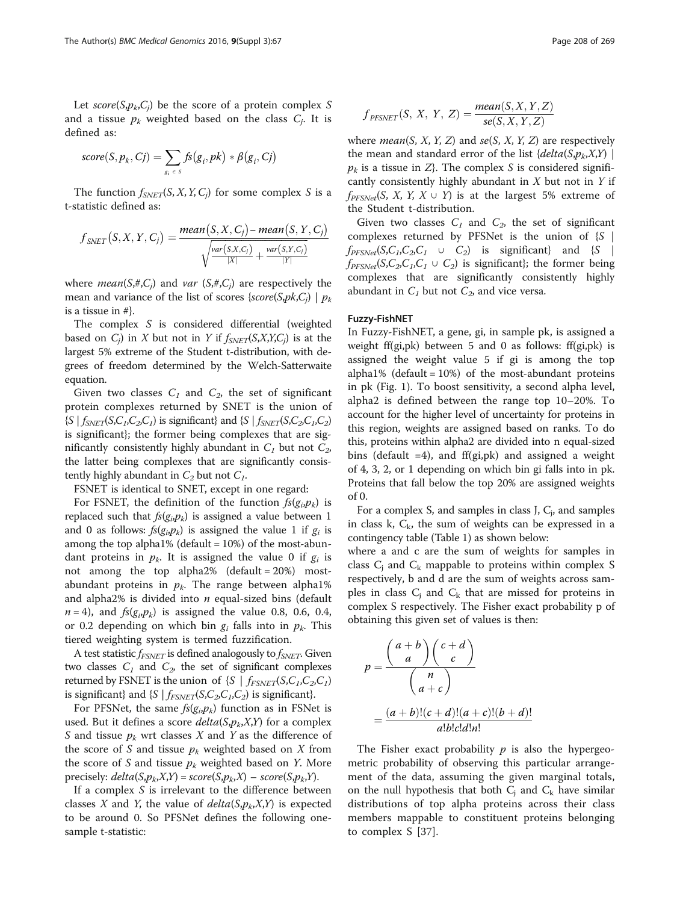Let $score(S,p_k,C_j)$ be the score of a protein complex $S$ and a tissue $p_k$ weighted based on the class $C_j$. It is defined as:

$$score(S, p_k, Cj) = \sum_{g_i \in S} fs(g_i, pk) * \beta(g_i, Cj)$$

The function $f_{SNET}(S, X, Y, C_j)$ for some complex $S$ is a t-statistic defined as:

$$f_{SNET}(S, X, Y, C_j) = \frac{mean(S, X, C_j) - mean(S, Y, C_j)}{\sqrt{\frac{var(S, X, C_j)}{|X|} + \frac{var(S, Y, C_j)}{|Y|}}}$$

where $mean(S,\#,C_j)$ and $var(S,\#,C_j)$ are respectively the mean and variance of the list of scores $\{score(S,pk,C_j) \mid p_k$ is a tissue in $\#\}$.

The complex $S$ is considered differential (weighted based on $C_j$) in $X$ but not in $Y$ if $f_{SNET}(S,X,Y,C_j)$ is at the largest 5% extreme of the Student t-distribution, with degrees of freedom determined by the Welch-Satterwaite equation.

Given two classes $C_1$ and $C_2$, the set of significant protein complexes returned by SNET is the union of $\{S \mid f_{SNET}(S,C_1,C_2,C_1)$ is significant$\}$ and $\{S \mid f_{SNET}(S,C_2,C_1,C_2)$ is significant$\}$; the former being complexes that are significantly consistently highly abundant in $C_1$ but not $C_2$, the latter being complexes that are significantly consistently highly abundant in $C_2$ but not $C_1$.

FSNET is identical to SNET, except in one regard:

For FSNET, the definition of the function $fs(g_i,p_k)$ is replaced such that $fs(g_i,p_k)$ is assigned a value between 1 and 0 as follows: $fs(g_i,p_k)$ is assigned the value 1 if $g_i$ is among the top alpha1% (default = 10%) of the most-abundant proteins in $p_k$. It is assigned the value 0 if $g_i$ is not among the top alpha2% (default = 20%) most-abundant proteins in $p_k$. The range between alpha1% and alpha2% is divided into $n$ equal-sized bins (default $n = 4$), and $fs(g_i,p_k)$ is assigned the value 0.8, 0.6, 0.4, or 0.2 depending on which bin $g_i$ falls into in $p_k$. This tiered weighting system is termed fuzzification.

A test statistic $f_{FSNET}$ is defined analogously to $f_{SNET}$. Given two classes $C_1$ and $C_2$, the set of significant complexes returned by FSNET is the union of $\{S \mid f_{FSNET}(S,C_1,C_2,C_1)$ is significant$\}$ and $\{S \mid f_{FSNET}(S,C_2,C_1,C_2)$ is significant$\}$.

For PFSNet, the same $fs(g_i,p_k)$ function as in FSNet is used. But it defines a score $delta(S,p_k,X,Y)$ for a complex $S$ and tissue $p_k$ wrt classes $X$ and $Y$ as the difference of the score of $S$ and tissue $p_k$ weighted based on $X$ from the score of $S$ and tissue $p_k$ weighted based on $Y$. More precisely: $delta(S,p_k,X,Y) = score(S,p_k,X) - score(S,p_k,Y)$.

If a complex $S$ is irrelevant to the difference between classes $X$ and $Y$, the value of $delta(S,p_k,X,Y)$ is expected to be around 0. So PFSNet defines the following one-sample t-statistic:

$$f_{PFSNET}(S, X, Y, Z) = \frac{mean(S, X, Y, Z)}{se(S, X, Y, Z)}$$

where $mean(S, X, Y, Z)$ and $se(S, X, Y, Z)$ are respectively the mean and standard error of the list $\{delta(S,p_k,X,Y) \mid p_k$ is a tissue in $Z\}$. The complex $S$ is considered significantly consistently highly abundant in $X$ but not in $Y$ if $f_{PFSNet}(S, X, Y, X \cup Y)$ is at the largest 5% extreme of the Student t-distribution.

Given two classes $C_1$ and $C_2$, the set of significant complexes returned by PFSNet is the union of $\{S \mid f_{PFSNet}(S,C_1,C_2,C_1 \cup C_2)$ is significant$\}$ and $\{S \mid f_{PFSNet}(S,C_2,C_1,C_1 \cup C_2)$ is significant$\}$; the former being complexes that are significantly consistently highly abundant in $C_1$ but not $C_2$, and vice versa.

#### Fuzzy-FishNET

In Fuzzy-FishNET, a gene, gi, in sample pk, is assigned a weight ff(gi,pk) between 5 and 0 as follows: ff(gi,pk) is assigned the weight value 5 if gi is among the top alpha1% (default = 10%) of the most-abundant proteins in pk (Fig. 1). To boost sensitivity, a second alpha level, alpha2 is defined between the range top 10–20%. To account for the higher level of uncertainty for proteins in this region, weights are assigned based on ranks. To do this, proteins within alpha2 are divided into n equal-sized bins (default =4), and ff(gi,pk) and assigned a weight of 4, 3, 2, or 1 depending on which bin gi falls into in pk. Proteins that fall below the top 20% are assigned weights of 0.

For a complex S, and samples in class J, $C_j$, and samples in class k, $C_k$, the sum of weights can be expressed in a contingency table (Table 1) as shown below:

where a and c are the sum of weights for samples in class $C_j$ and $C_k$ mappable to proteins within complex S respectively, b and d are the sum of weights across samples in class $C_j$ and $C_k$ that are missed for proteins in complex S respectively. The Fisher exact probability p of obtaining this given set of values is then:

$$p = \frac{\binom{a+b}{a}\binom{c+d}{c}}{\binom{n}{a+c}} = \frac{(a+b)!(c+d)!(a+c)!(b+d)!}{a!b!c!d!n!}$$

The Fisher exact probability $p$ is also the hypergeometric probability of observing this particular arrangement of the data, assuming the given marginal totals, on the null hypothesis that both $C_j$ and $C_k$ have similar distributions of top alpha proteins across their class members mappable to constituent proteins belonging to complex S [37].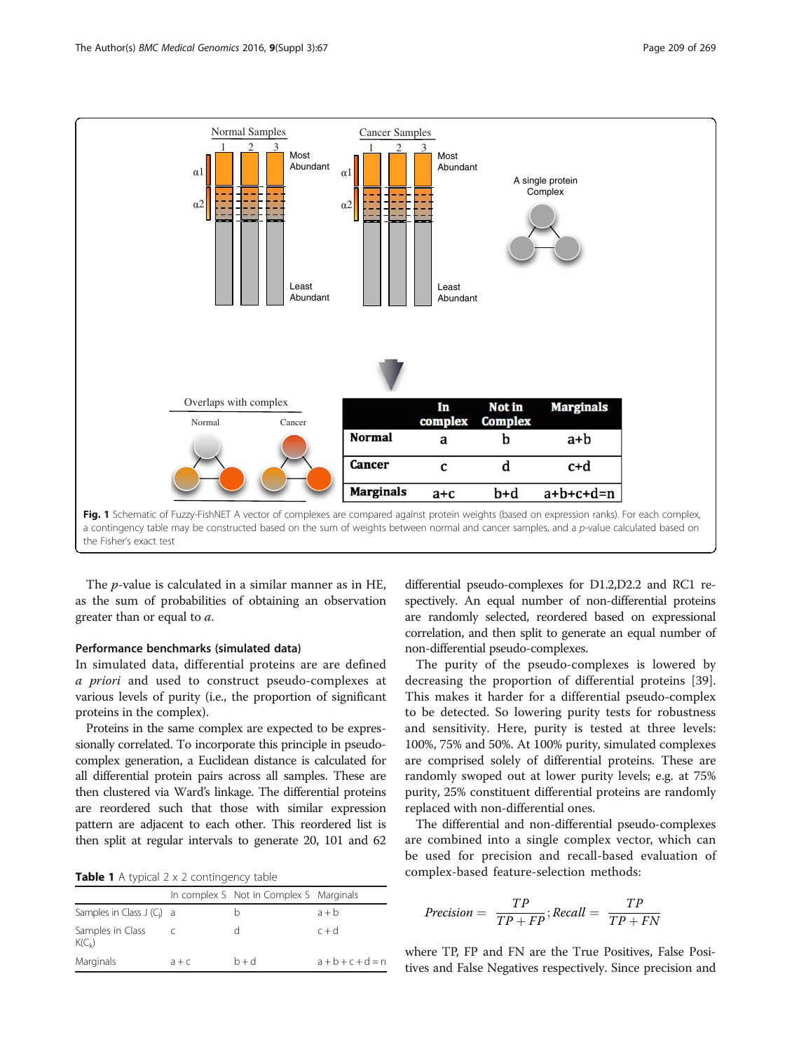Fig. 1 Schematic of Fuzzy-FishNET A vector of complexes are compared against protein weights (based on expression ranks). For each complex, a contingency table may be constructed based on the sum of weights between normal and cancer samples, and a *p*-value calculated based on the Fisher's exact test

The *p*-value is calculated in a similar manner as in HE, as the sum of probabilities of obtaining an observation greater than or equal to *a*.

#### Performance benchmarks (simulated data)

In simulated data, differential proteins are are defined *a priori* and used to construct pseudo-complexes at various levels of purity (i.e., the proportion of significant proteins in the complex).

Proteins in the same complex are expected to be expressionally correlated. To incorporate this principle in pseudo-complex generation, a Euclidean distance is calculated for all differential protein pairs across all samples. These are then clustered via Ward's linkage. The differential proteins are reordered such that those with similar expression pattern are adjacent to each other. This reordered list is then split at regular intervals to generate 20, 101 and 62 differential pseudo-complexes for D1.2,D2.2 and RC1 respectively. An equal number of non-differential proteins are randomly selected, reordered based on expressional correlation, and then split to generate an equal number of non-differential pseudo-complexes.

Table 1 A typical 2 x 2 contingency table

| | In complex S | Not in Complex S | Marginals |
|---|---|---|---|
| Samples in Class J ($C_j$) | a | b | a + b |
| Samples in Class K($C_k$) | c | d | c + d |
| Marginals | a + c | b + d | a + b + c + d = n |

The purity of the pseudo-complexes is lowered by decreasing the proportion of differential proteins [39]. This makes it harder for a differential pseudo-complex to be detected. So lowering purity tests for robustness and sensitivity. Here, purity is tested at three levels: 100%, 75% and 50%. At 100% purity, simulated complexes are comprised solely of differential proteins. These are randomly swoped out at lower purity levels; e.g. at 75% purity, 25% constituent differential proteins are randomly replaced with non-differential ones.

The differential and non-differential pseudo-complexes are combined into a single complex vector, which can be used for precision and recall-based evaluation of complex-based feature-selection methods:

$$Precision = \frac{TP}{TP + FP}; Recall = \frac{TP}{TP + FN}$$

where TP, FP and FN are the True Positives, False Positives and False Negatives respectively. Since precision and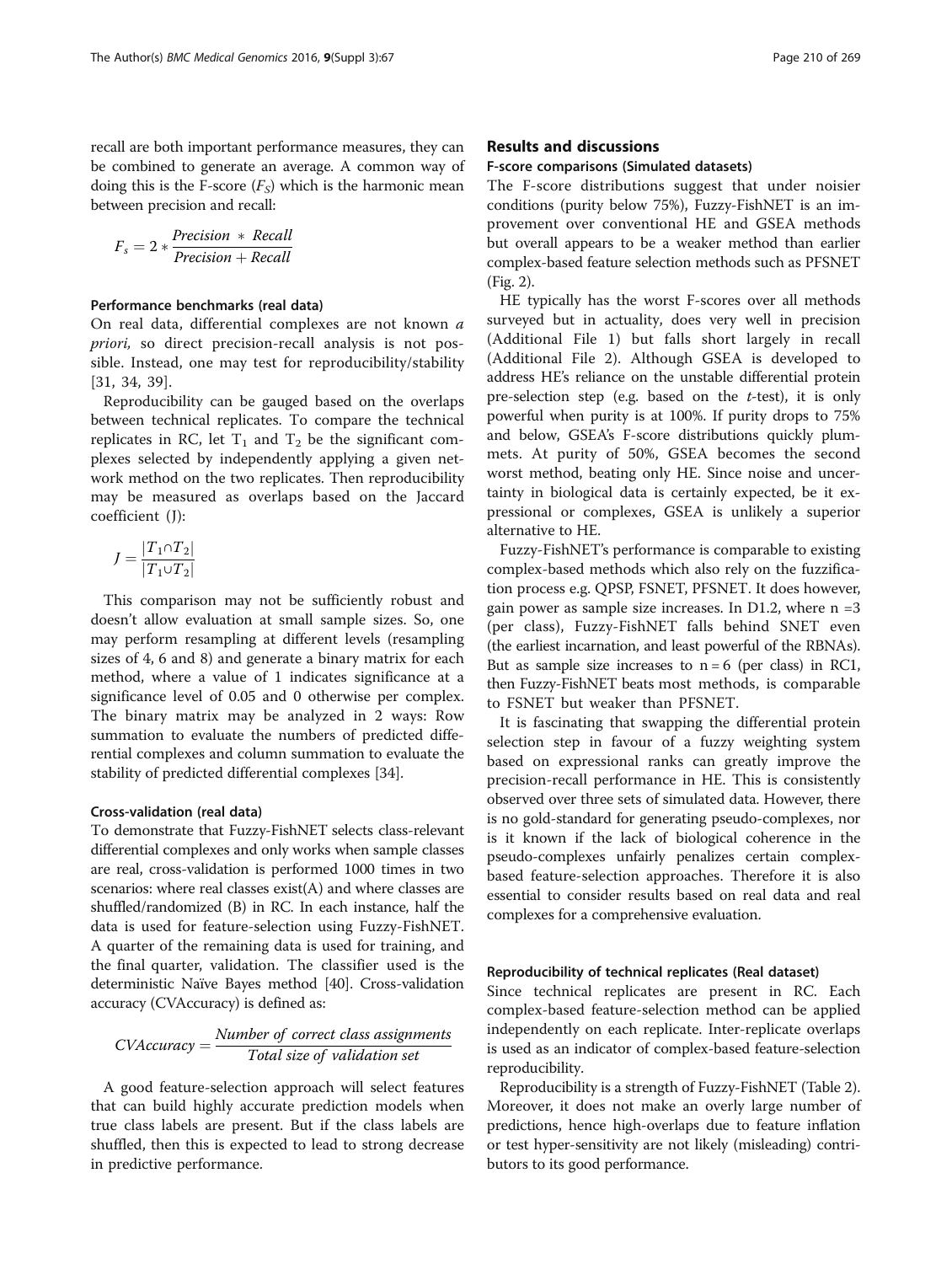recall are both important performance measures, they can be combined to generate an average. A common way of doing this is the F-score ($F_S$) which is the harmonic mean between precision and recall:

$$F_s = 2 * \frac{Precision * Recall}{Precision + Recall}$$

#### Performance benchmarks (real data)

On real data, differential complexes are not known *a priori,* so direct precision-recall analysis is not possible. Instead, one may test for reproducibility/stability [31, 34, 39].

Reproducibility can be gauged based on the overlaps between technical replicates. To compare the technical replicates in RC, let $T_1$ and $T_2$ be the significant complexes selected by independently applying a given network method on the two replicates. Then reproducibility may be measured as overlaps based on the Jaccard coefficient (J):

$$J = \frac{|T_1 \cap T_2|}{|T_1 \cup T_2|}$$

This comparison may not be sufficiently robust and doesn't allow evaluation at small sample sizes. So, one may perform resampling at different levels (resampling sizes of 4, 6 and 8) and generate a binary matrix for each method, where a value of 1 indicates significance at a significance level of 0.05 and 0 otherwise per complex. The binary matrix may be analyzed in 2 ways: Row summation to evaluate the numbers of predicted differential complexes and column summation to evaluate the stability of predicted differential complexes [34].

#### Cross-validation (real data)

To demonstrate that Fuzzy-FishNET selects class-relevant differential complexes and only works when sample classes are real, cross-validation is performed 1000 times in two scenarios: where real classes exist(A) and where classes are shuffled/randomized (B) in RC. In each instance, half the data is used for feature-selection using Fuzzy-FishNET. A quarter of the remaining data is used for training, and the final quarter, validation. The classifier used is the deterministic Naïve Bayes method [40]. Cross-validation accuracy (CVAccuracy) is defined as:

$$CVAccuracy = \frac{Number\ of\ correct\ class\ assignments}{Total\ size\ of\ validation\ set}$$

A good feature-selection approach will select features that can build highly accurate prediction models when true class labels are present. But if the class labels are shuffled, then this is expected to lead to strong decrease in predictive performance.

## Results and discussions

#### F-score comparisons (Simulated datasets)

The F-score distributions suggest that under noisier conditions (purity below 75%), Fuzzy-FishNET is an improvement over conventional HE and GSEA methods but overall appears to be a weaker method than earlier complex-based feature selection methods such as PFSNET (Fig. 2).

HE typically has the worst F-scores over all methods surveyed but in actuality, does very well in precision (Additional File 1) but falls short largely in recall (Additional File 2). Although GSEA is developed to address HE's reliance on the unstable differential protein pre-selection step (e.g. based on the *t*-test), it is only powerful when purity is at 100%. If purity drops to 75% and below, GSEA's F-score distributions quickly plummets. At purity of 50%, GSEA becomes the second worst method, beating only HE. Since noise and uncertainty in biological data is certainly expected, be it expressional or complexes, GSEA is unlikely a superior alternative to HE.

Fuzzy-FishNET's performance is comparable to existing complex-based methods which also rely on the fuzzification process e.g. QPSP, FSNET, PFSNET. It does however, gain power as sample size increases. In D1.2, where n =3 (per class), Fuzzy-FishNET falls behind SNET even (the earliest incarnation, and least powerful of the RBNAs). But as sample size increases to n = 6 (per class) in RC1, then Fuzzy-FishNET beats most methods, is comparable to FSNET but weaker than PFSNET.

It is fascinating that swapping the differential protein selection step in favour of a fuzzy weighting system based on expressional ranks can greatly improve the precision-recall performance in HE. This is consistently observed over three sets of simulated data. However, there is no gold-standard for generating pseudo-complexes, nor is it known if the lack of biological coherence in the pseudo-complexes unfairly penalizes certain complex-based feature-selection approaches. Therefore it is also essential to consider results based on real data and real complexes for a comprehensive evaluation.

#### Reproducibility of technical replicates (Real dataset)

Since technical replicates are present in RC. Each complex-based feature-selection method can be applied independently on each replicate. Inter-replicate overlaps is used as an indicator of complex-based feature-selection reproducibility.

Reproducibility is a strength of Fuzzy-FishNET (Table 2). Moreover, it does not make an overly large number of predictions, hence high-overlaps due to feature inflation or test hyper-sensitivity are not likely (misleading) contributors to its good performance.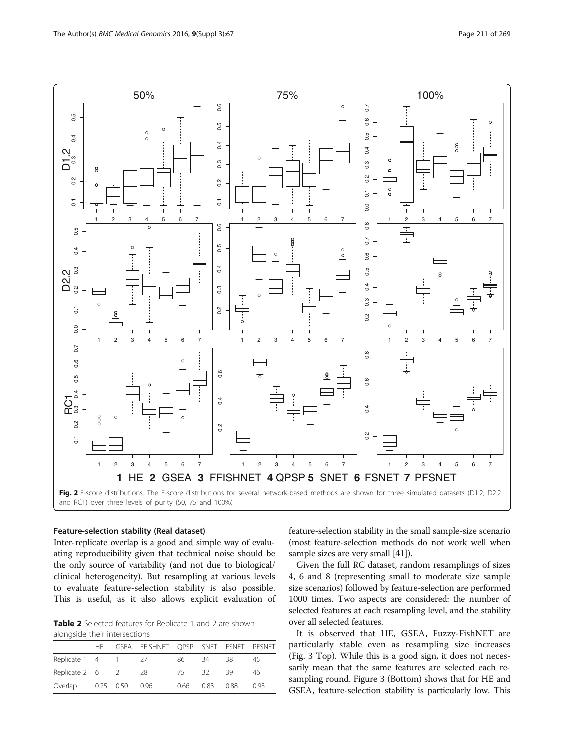Fig. 2 F-score distributions. The F-score distributions for several network-based methods are shown for three simulated datasets (D1.2, D2.2 and RC1) over three levels of purity (50, 75 and 100%)

### Feature-selection stability (Real dataset)

Inter-replicate overlap is a good and simple way of evaluating reproducibility given that technical noise should be the only source of variability (and not due to biological/clinical heterogeneity). But resampling at various levels to evaluate feature-selection stability is also possible. This is useful, as it also allows explicit evaluation of feature-selection stability in the small sample-size scenario (most feature-selection methods do not work well when sample sizes are very small [41]).

**Table 2** Selected features for Replicate 1 and 2 are shown alongside their intersections

| | HE | GSEA | FFISHNET | QPSP | SNET | FSNET | PFSNET |
|---|---|---|---|---|---|---|---|
| Replicate 1 | 4 | 1 | 27 | 86 | 34 | 38 | 45 |
| Replicate 2 | 6 | 2 | 28 | 75 | 32 | 39 | 46 |
| Overlap | 0.25 | 0.50 | 0.96 | 0.66 | 0.83 | 0.88 | 0.93 |

Given the full RC dataset, random resamplings of sizes 4, 6 and 8 (representing small to moderate size sample size scenarios) followed by feature-selection are performed 1000 times. Two aspects are considered: the number of selected features at each resampling level, and the stability over all selected features.

It is observed that HE, GSEA, Fuzzy-FishNET are particularly stable even as resampling size increases (Fig. 3 Top). While this is a good sign, it does not necessarily mean that the same features are selected each resampling round. Figure 3 (Bottom) shows that for HE and GSEA, feature-selection stability is particularly low. This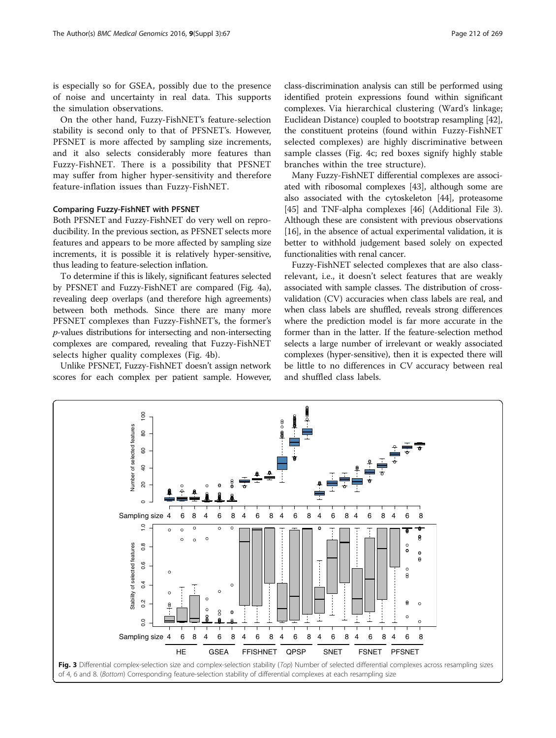is especially so for GSEA, possibly due to the presence of noise and uncertainty in real data. This supports the simulation observations.

On the other hand, Fuzzy-FishNET's feature-selection stability is second only to that of PFSNET's. However, PFSNET is more affected by sampling size increments, and it also selects considerably more features than Fuzzy-FishNET. There is a possibility that PFSNET may suffer from higher hyper-sensitivity and therefore feature-inflation issues than Fuzzy-FishNET.

### Comparing Fuzzy-FishNET with PFSNET

Both PFSNET and Fuzzy-FishNET do very well on reproducibility. In the previous section, as PFSNET selects more features and appears to be more affected by sampling size increments, it is possible it is relatively hyper-sensitive, thus leading to feature-selection inflation.

To determine if this is likely, significant features selected by PFSNET and Fuzzy-FishNET are compared (Fig. 4a), revealing deep overlaps (and therefore high agreements) between both methods. Since there are many more PFSNET complexes than Fuzzy-FishNET's, the former's *p*-values distributions for intersecting and non-intersecting complexes are compared, revealing that Fuzzy-FishNET selects higher quality complexes (Fig. 4b).

Unlike PFSNET, Fuzzy-FishNET doesn't assign network scores for each complex per patient sample. However, class-discrimination analysis can still be performed using identified protein expressions found within significant complexes. Via hierarchical clustering (Ward's linkage; Euclidean Distance) coupled to bootstrap resampling [42], the constituent proteins (found within Fuzzy-FishNET selected complexes) are highly discriminative between sample classes (Fig. 4c; red boxes signify highly stable branches within the tree structure).

Many Fuzzy-FishNET differential complexes are associated with ribosomal complexes [43], although some are also associated with the cytoskeleton [44], proteasome [45] and TNF-alpha complexes [46] (Additional File 3). Although these are consistent with previous observations [16], in the absence of actual experimental validation, it is better to withhold judgement based solely on expected functionalities with renal cancer.

Fuzzy-FishNET selected complexes that are also class-relevant, i.e., it doesn't select features that are weakly associated with sample classes. The distribution of cross-validation (CV) accuracies when class labels are real, and when class labels are shuffled, reveals strong differences where the prediction model is far more accurate in the former than in the latter. If the feature-selection method selects a large number of irrelevant or weakly associated complexes (hyper-sensitive), then it is expected there will be little to no differences in CV accuracy between real and shuffled class labels.

**Fig. 3** Differential complex-selection size and complex-selection stability (*Top*) Number of selected differential complexes across resampling sizes of 4, 6 and 8. (*Bottom*) Corresponding feature-selection stability of differential complexes at each resampling size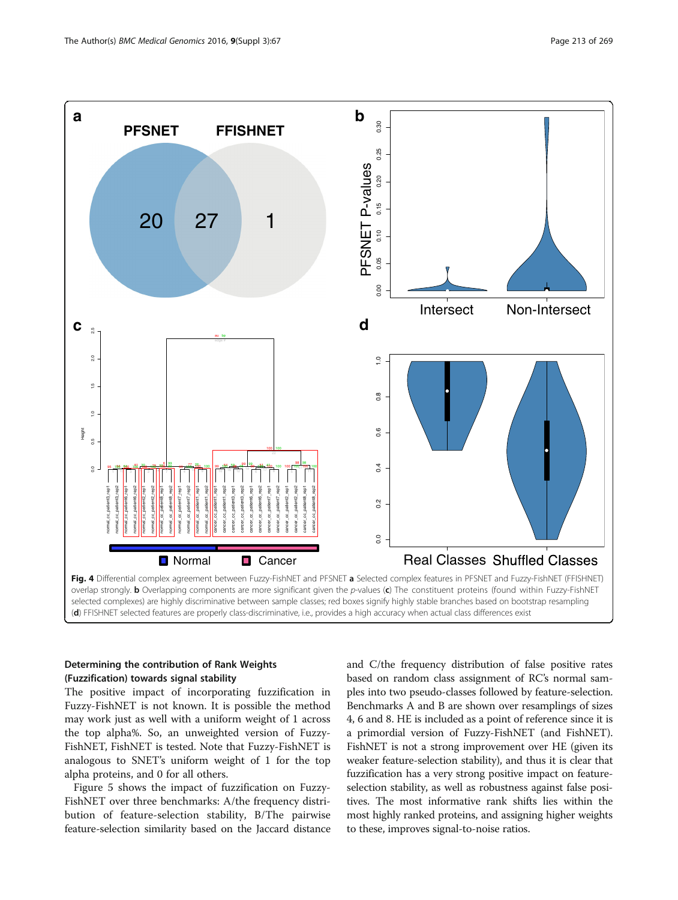**Fig. 4** Differential complex agreement between Fuzzy-FishNET and PFSNET **a** Selected complex features in PFSNET and Fuzzy-FishNET (FFISHNET) overlap strongly. **b** Overlapping components are more significant given the *p*-values (**c**) The constituent proteins (found within Fuzzy-FishNET selected complexes) are highly discriminative between sample classes; red boxes signify highly stable branches based on bootstrap resampling (**d**) FFISHNET selected features are properly class-discriminative, i.e., provides a high accuracy when actual class differences exist

#### Determining the contribution of Rank Weights (Fuzzification) towards signal stability

The positive impact of incorporating fuzzification in Fuzzy-FishNET is not known. It is possible the method may work just as well with a uniform weight of 1 across the top alpha%. So, an unweighted version of Fuzzy-FishNET, FishNET is tested. Note that Fuzzy-FishNET is analogous to SNET's uniform weight of 1 for the top alpha proteins, and 0 for all others.

Figure 5 shows the impact of fuzzification on Fuzzy-FishNET over three benchmarks: A/the frequency distribution of feature-selection stability, B/The pairwise feature-selection similarity based on the Jaccard distance and C/the frequency distribution of false positive rates based on random class assignment of RC's normal samples into two pseudo-classes followed by feature-selection. Benchmarks A and B are shown over resamplings of sizes 4, 6 and 8. HE is included as a point of reference since it is a primordial version of Fuzzy-FishNET (and FishNET). FishNET is not a strong improvement over HE (given its weaker feature-selection stability), and thus it is clear that fuzzification has a very strong positive impact on feature-selection stability, as well as robustness against false positives. The most informative rank shifts lies within the most highly ranked proteins, and assigning higher weights to these, improves signal-to-noise ratios.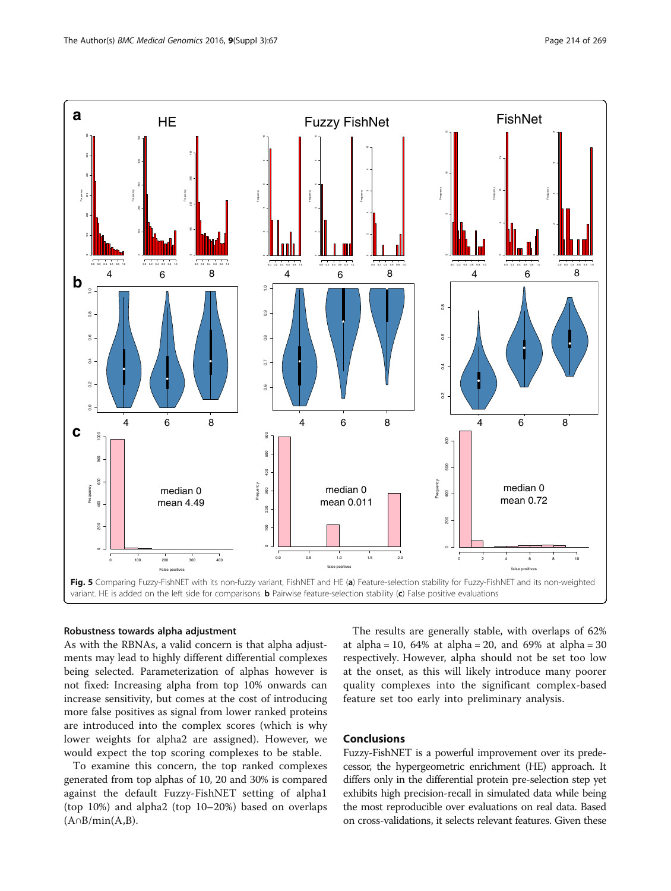Fig. 5 Comparing Fuzzy-FishNET with its non-fuzzy variant, FishNET and HE (**a**) Feature-selection stability for Fuzzy-FishNET and its non-weighted variant. HE is added on the left side for comparisons. **b** Pairwise feature-selection stability (**c**) False positive evaluations

#### Robustness towards alpha adjustment

As with the RBNAs, a valid concern is that alpha adjustments may lead to highly different differential complexes being selected. Parameterization of alphas however is not fixed: Increasing alpha from top 10% onwards can increase sensitivity, but comes at the cost of introducing more false positives as signal from lower ranked proteins are introduced into the complex scores (which is why lower weights for alpha2 are assigned). However, we would expect the top scoring complexes to be stable.

To examine this concern, the top ranked complexes generated from top alphas of 10, 20 and 30% is compared against the default Fuzzy-FishNET setting of alpha1 (top 10%) and alpha2 (top 10–20%) based on overlaps (A∩B/min(A,B).

The results are generally stable, with overlaps of 62% at alpha = 10, 64% at alpha = 20, and 69% at alpha = 30 respectively. However, alpha should not be set too low at the onset, as this will likely introduce many poorer quality complexes into the significant complex-based feature set too early into preliminary analysis.

## Conclusions

Fuzzy-FishNET is a powerful improvement over its predecessor, the hypergeometric enrichment (HE) approach. It differs only in the differential protein pre-selection step yet exhibits high precision-recall in simulated data while being the most reproducible over evaluations on real data. Based on cross-validations, it selects relevant features. Given these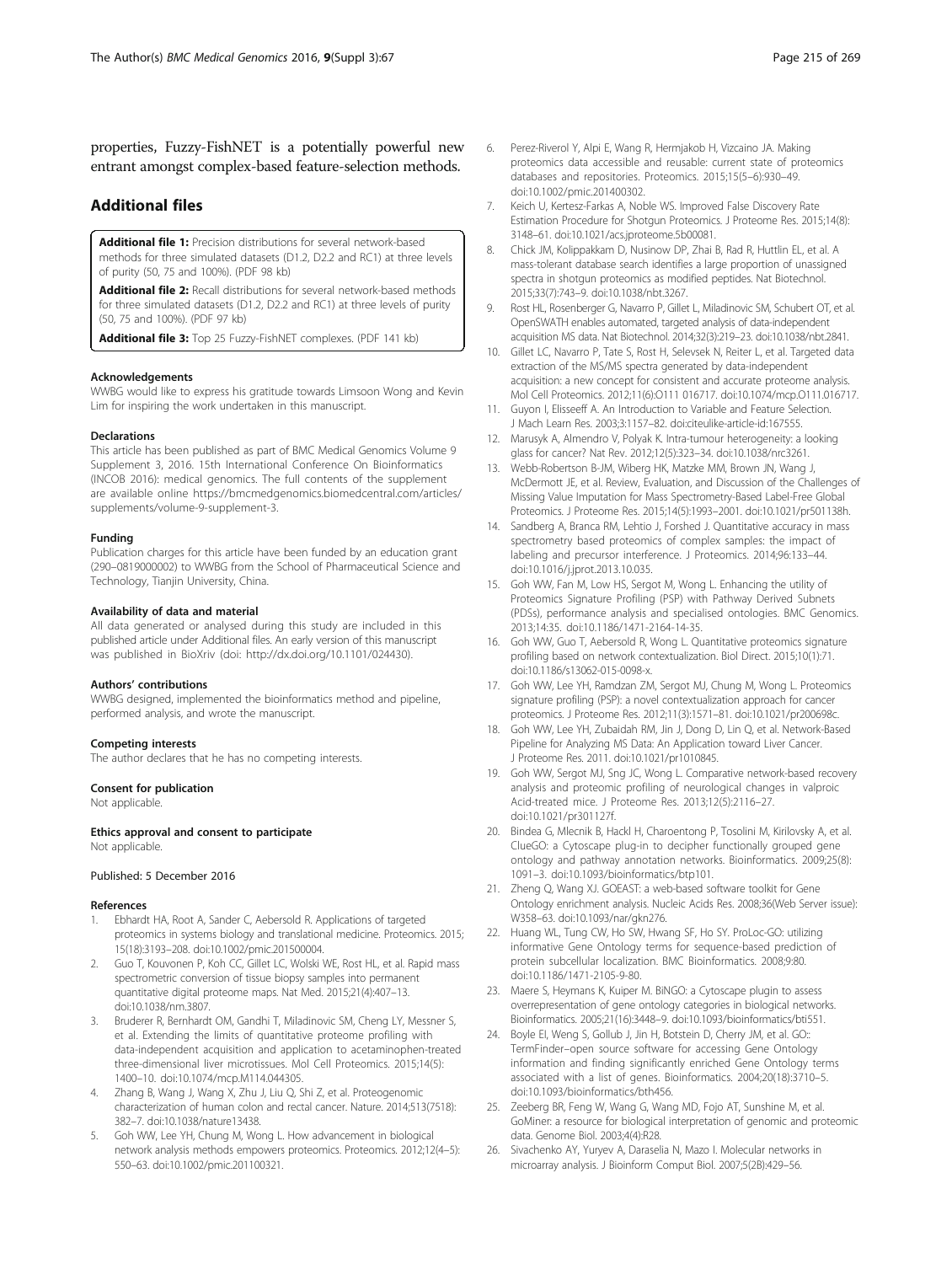properties, Fuzzy-FishNET is a potentially powerful new entrant amongst complex-based feature-selection methods.

## Additional files

**Additional file 1:** Precision distributions for several network-based methods for three simulated datasets (D1.2, D2.2 and RC1) at three levels of purity (50, 75 and 100%). (PDF 98 kb)

**Additional file 2:** Recall distributions for several network-based methods for three simulated datasets (D1.2, D2.2 and RC1) at three levels of purity (50, 75 and 100%). (PDF 97 kb)

**Additional file 3:** Top 25 Fuzzy-FishNET complexes. (PDF 141 kb)

#### Acknowledgements

WWBG would like to express his gratitude towards Limsoon Wong and Kevin Lim for inspiring the work undertaken in this manuscript.

#### Declarations

This article has been published as part of BMC Medical Genomics Volume 9 Supplement 3, 2016. 15th International Conference On Bioinformatics (INCOB 2016): medical genomics. The full contents of the supplement are available online https://bmcmedgenomics.biomedcentral.com/articles/supplements/volume-9-supplement-3.

#### Funding

Publication charges for this article have been funded by an education grant (290–0819000002) to WWBG from the School of Pharmaceutical Science and Technology, Tianjin University, China.

#### Availability of data and material

All data generated or analysed during this study are included in this published article under Additional files. An early version of this manuscript was published in BioXriv (doi: http://dx.doi.org/10.1101/024430).

#### Authors' contributions

WWBG designed, implemented the bioinformatics method and pipeline, performed analysis, and wrote the manuscript.

#### Competing interests

The author declares that he has no competing interests.

#### Consent for publication

Not applicable.

#### Ethics approval and consent to participate

Not applicable.

Published: 5 December 2016

#### References

1. Ebhardt HA, Root A, Sander C, Aebersold R. Applications of targeted proteomics in systems biology and translational medicine. Proteomics. 2015; 15(18):3193–208. doi:10.1002/pmic.201500004.
2. Guo T, Kouvonen P, Koh CC, Gillet LC, Wolski WE, Rost HL, et al. Rapid mass spectrometric conversion of tissue biopsy samples into permanent quantitative digital proteome maps. Nat Med. 2015;21(4):407–13. doi:10.1038/nm.3807.
3. Bruderer R, Bernhardt OM, Gandhi T, Miladinovic SM, Cheng LY, Messner S, et al. Extending the limits of quantitative proteome profiling with data-independent acquisition and application to acetaminophen-treated three-dimensional liver microtissues. Mol Cell Proteomics. 2015;14(5): 1400–10. doi:10.1074/mcp.M114.044305.
4. Zhang B, Wang J, Wang X, Zhu J, Liu Q, Shi Z, et al. Proteogenomic characterization of human colon and rectal cancer. Nature. 2014;513(7518): 382–7. doi:10.1038/nature13438.
5. Goh WW, Lee YH, Chung M, Wong L. How advancement in biological network analysis methods empowers proteomics. Proteomics. 2012;12(4–5): 550–63. doi:10.1002/pmic.201100321.
6. Perez-Riverol Y, Alpi E, Wang R, Hermjakob H, Vizcaino JA. Making proteomics data accessible and reusable: current state of proteomics databases and repositories. Proteomics. 2015;15(5–6):930–49. doi:10.1002/pmic.201400302.
7. Keich U, Kertesz-Farkas A, Noble WS. Improved False Discovery Rate Estimation Procedure for Shotgun Proteomics. J Proteome Res. 2015;14(8): 3148–61. doi:10.1021/acs.jproteome.5b00081.
8. Chick JM, Kolippakkam D, Nusinow DP, Zhai B, Rad R, Huttlin EL, et al. A mass-tolerant database search identifies a large proportion of unassigned spectra in shotgun proteomics as modified peptides. Nat Biotechnol. 2015;33(7):743–9. doi:10.1038/nbt.3267.
9. Rost HL, Rosenberger G, Navarro P, Gillet L, Miladinovic SM, Schubert OT, et al. OpenSWATH enables automated, targeted analysis of data-independent acquisition MS data. Nat Biotechnol. 2014;32(3):219–23. doi:10.1038/nbt.2841.
10. Gillet LC, Navarro P, Tate S, Rost H, Selevsek N, Reiter L, et al. Targeted data extraction of the MS/MS spectra generated by data-independent acquisition: a new concept for consistent and accurate proteome analysis. Mol Cell Proteomics. 2012;11(6):O111 016717. doi:10.1074/mcp.O111.016717.
11. Guyon I, Elisseeff A. An Introduction to Variable and Feature Selection. J Mach Learn Res. 2003;3:1157–82. doi:citeulike-article-id:167555.
12. Marusyk A, Almendro V, Polyak K. Intra-tumour heterogeneity: a looking glass for cancer? Nat Rev. 2012;12(5):323–34. doi:10.1038/nrc3261.
13. Webb-Robertson B-JM, Wiberg HK, Matzke MM, Brown JN, Wang J, McDermott JE, et al. Review, Evaluation, and Discussion of the Challenges of Missing Value Imputation for Mass Spectrometry-Based Label-Free Global Proteomics. J Proteome Res. 2015;14(5):1993–2001. doi:10.1021/pr501138h.
14. Sandberg A, Branca RM, Lehtio J, Forshed J. Quantitative accuracy in mass spectrometry based proteomics of complex samples: the impact of labeling and precursor interference. J Proteomics. 2014;96:133–44. doi:10.1016/j.jprot.2013.10.035.
15. Goh WW, Fan M, Low HS, Sergot M, Wong L. Enhancing the utility of Proteomics Signature Profiling (PSP) with Pathway Derived Subnets (PDSs), performance analysis and specialised ontologies. BMC Genomics. 2013;14:35. doi:10.1186/1471-2164-14-35.
16. Goh WW, Guo T, Aebersold R, Wong L. Quantitative proteomics signature profiling based on network contextualization. Biol Direct. 2015;10(1):71. doi:10.1186/s13062-015-0098-x.
17. Goh WW, Lee YH, Ramdzan ZM, Sergot MJ, Chung M, Wong L. Proteomics signature profiling (PSP): a novel contextualization approach for cancer proteomics. J Proteome Res. 2012;11(3):1571–81. doi:10.1021/pr200698c.
18. Goh WW, Lee YH, Zubaidah RM, Jin J, Dong D, Lin Q, et al. Network-Based Pipeline for Analyzing MS Data: An Application toward Liver Cancer. J Proteome Res. 2011. doi:10.1021/pr1010845.
19. Goh WW, Sergot MJ, Sng JC, Wong L. Comparative network-based recovery analysis and proteomic profiling of neurological changes in valproic Acid-treated mice. J Proteome Res. 2013;12(5):2116–27. doi:10.1021/pr301127f.
20. Bindea G, Mlecnik B, Hackl H, Charoentong P, Tosolini M, Kirilovsky A, et al. ClueGO: a Cytoscape plug-in to decipher functionally grouped gene ontology and pathway annotation networks. Bioinformatics. 2009;25(8): 1091–3. doi:10.1093/bioinformatics/btp101.
21. Zheng Q, Wang XJ. GOEAST: a web-based software toolkit for Gene Ontology enrichment analysis. Nucleic Acids Res. 2008;36(Web Server issue): W358–63. doi:10.1093/nar/gkn276.
22. Huang WL, Tung CW, Ho SW, Hwang SF, Ho SY. ProLoc-GO: utilizing informative Gene Ontology terms for sequence-based prediction of protein subcellular localization. BMC Bioinformatics. 2008;9:80. doi:10.1186/1471-2105-9-80.
23. Maere S, Heymans K, Kuiper M. BiNGO: a Cytoscape plugin to assess overrepresentation of gene ontology categories in biological networks. Bioinformatics. 2005;21(16):3448–9. doi:10.1093/bioinformatics/bti551.
24. Boyle EI, Weng S, Gollub J, Jin H, Botstein D, Cherry JM, et al. GO::TermFinder–open source software for accessing Gene Ontology information and finding significantly enriched Gene Ontology terms associated with a list of genes. Bioinformatics. 2004;20(18):3710–5. doi:10.1093/bioinformatics/bth456.
25. Zeeberg BR, Feng W, Wang G, Wang MD, Fojo AT, Sunshine M, et al. GoMiner: a resource for biological interpretation of genomic and proteomic data. Genome Biol. 2003;4(4):R28.
26. Sivachenko AY, Yuryev A, Daraselia N, Mazo I. Molecular networks in microarray analysis. J Bioinform Comput Biol. 2007;5(2B):429–56.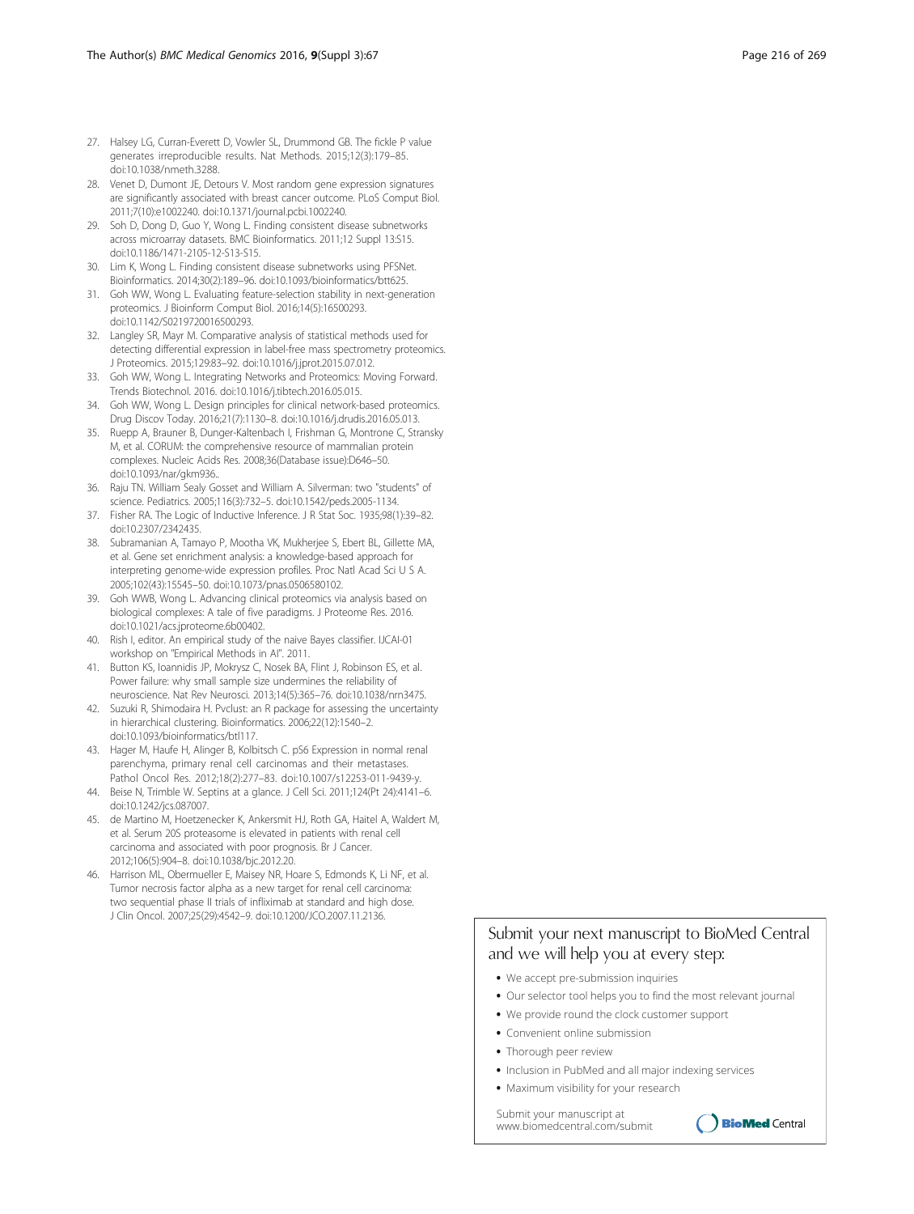27. Halsey LG, Curran-Everett D, Vowler SL, Drummond GB. The fickle P value generates irreproducible results. Nat Methods. 2015;12(3):179–85. doi:10.1038/nmeth.3288.
28. Venet D, Dumont JE, Detours V. Most random gene expression signatures are significantly associated with breast cancer outcome. PLoS Comput Biol. 2011;7(10):e1002240. doi:10.1371/journal.pcbi.1002240.
29. Soh D, Dong D, Guo Y, Wong L. Finding consistent disease subnetworks across microarray datasets. BMC Bioinformatics. 2011;12 Suppl 13:S15. doi:10.1186/1471-2105-12-S13-S15.
30. Lim K, Wong L. Finding consistent disease subnetworks using PFSNet. Bioinformatics. 2014;30(2):189–96. doi:10.1093/bioinformatics/btt625.
31. Goh WW, Wong L. Evaluating feature-selection stability in next-generation proteomics. J Bioinform Comput Biol. 2016;14(5):16500293. doi:10.1142/S0219720016500293.
32. Langley SR, Mayr M. Comparative analysis of statistical methods used for detecting differential expression in label-free mass spectrometry proteomics. J Proteomics. 2015;129:83–92. doi:10.1016/j.jprot.2015.07.012.
33. Goh WW, Wong L. Integrating Networks and Proteomics: Moving Forward. Trends Biotechnol. 2016. doi:10.1016/j.tibtech.2016.05.015.
34. Goh WW, Wong L. Design principles for clinical network-based proteomics. Drug Discov Today. 2016;21(7):1130–8. doi:10.1016/j.drudis.2016.05.013.
35. Ruepp A, Brauner B, Dunger-Kaltenbach I, Frishman G, Montrone C, Stransky M, et al. CORUM: the comprehensive resource of mammalian protein complexes. Nucleic Acids Res. 2008;36(Database issue):D646–50. doi:10.1093/nar/gkm936..
36. Raju TN. William Sealy Gosset and William A. Silverman: two "students" of science. Pediatrics. 2005;116(3):732–5. doi:10.1542/peds.2005-1134.
37. Fisher RA. The Logic of Inductive Inference. J R Stat Soc. 1935;98(1):39–82. doi:10.2307/2342435.
38. Subramanian A, Tamayo P, Mootha VK, Mukherjee S, Ebert BL, Gillette MA, et al. Gene set enrichment analysis: a knowledge-based approach for interpreting genome-wide expression profiles. Proc Natl Acad Sci U S A. 2005;102(43):15545–50. doi:10.1073/pnas.0506580102.
39. Goh WWB, Wong L. Advancing clinical proteomics via analysis based on biological complexes: A tale of five paradigms. J Proteome Res. 2016. doi:10.1021/acs.jproteome.6b00402.
40. Rish I, editor. An empirical study of the naive Bayes classifier. IJCAI-01 workshop on "Empirical Methods in AI". 2011.
41. Button KS, Ioannidis JP, Mokrysz C, Nosek BA, Flint J, Robinson ES, et al. Power failure: why small sample size undermines the reliability of neuroscience. Nat Rev Neurosci. 2013;14(5):365–76. doi:10.1038/nrn3475.
42. Suzuki R, Shimodaira H. Pvclust: an R package for assessing the uncertainty in hierarchical clustering. Bioinformatics. 2006;22(12):1540–2. doi:10.1093/bioinformatics/btl117.
43. Hager M, Haufe H, Alinger B, Kolbitsch C. pS6 Expression in normal renal parenchyma, primary renal cell carcinomas and their metastases. Pathol Oncol Res. 2012;18(2):277–83. doi:10.1007/s12253-011-9439-y.
44. Beise N, Trimble W. Septins at a glance. J Cell Sci. 2011;124(Pt 24):4141–6. doi:10.1242/jcs.087007.
45. de Martino M, Hoetzenecker K, Ankersmit HJ, Roth GA, Haitel A, Waldert M, et al. Serum 20S proteasome is elevated in patients with renal cell carcinoma and associated with poor prognosis. Br J Cancer. 2012;106(5):904–8. doi:10.1038/bjc.2012.20.
46. Harrison ML, Obermueller E, Maisey NR, Hoare S, Edmonds K, Li NF, et al. Tumor necrosis factor alpha as a new target for renal cell carcinoma: two sequential phase II trials of infliximab at standard and high dose. J Clin Oncol. 2007;25(29):4542–9. doi:10.1200/JCO.2007.11.2136.

Submit your next manuscript to BioMed Central and we will help you at every step:

- We accept pre-submission inquiries
- Our selector tool helps you to find the most relevant journal
- We provide round the clock customer support
- Convenient online submission
- Thorough peer review
- Inclusion in PubMed and all major indexing services
- Maximum visibility for your research

Submit your manuscript at www.biomedcentral.com/submit

BioMed Central